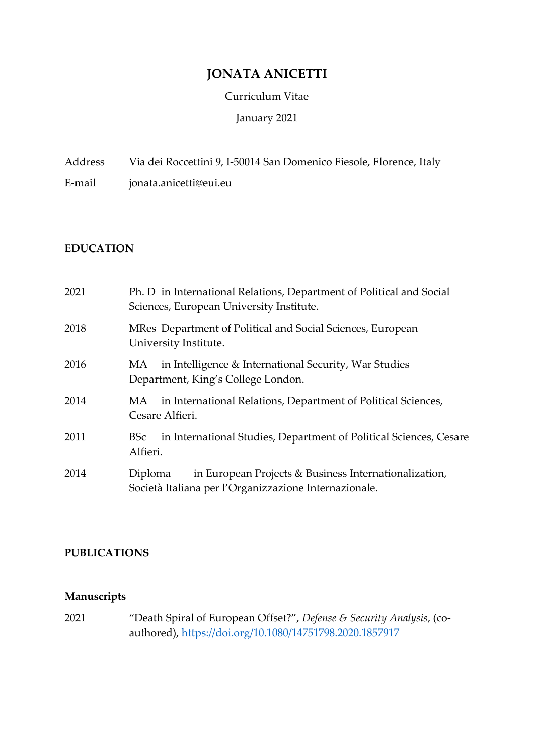# JONATA ANICETTI

Curriculum Vitae

January 2021

| | |
|---|---|
| Address | Via dei Roccettini 9, I-50014 San Domenico Fiesole, Florence, Italy |
| E-mail | jonata.anicetti@eui.eu |

## EDUCATION

| | |
|---|---|
| 2021 | Ph. D in International Relations, Department of Political and Social Sciences, European University Institute. |
| 2018 | MRes Department of Political and Social Sciences, European University Institute. |
| 2016 | MA in Intelligence & International Security, War Studies Department, King's College London. |
| 2014 | MA in International Relations, Department of Political Sciences, Cesare Alfieri. |
| 2011 | BSc in International Studies, Department of Political Sciences, Cesare Alfieri. |
| 2014 | Diploma in European Projects & Business Internationalization, Società Italiana per l'Organizzazione Internazionale. |

## PUBLICATIONS

### Manuscripts

| | |
|---|---|
| 2021 | "Death Spiral of European Offset?", *Defense & Security Analysis*, (co-authored), https://doi.org/10.1080/14751798.2020.1857917 |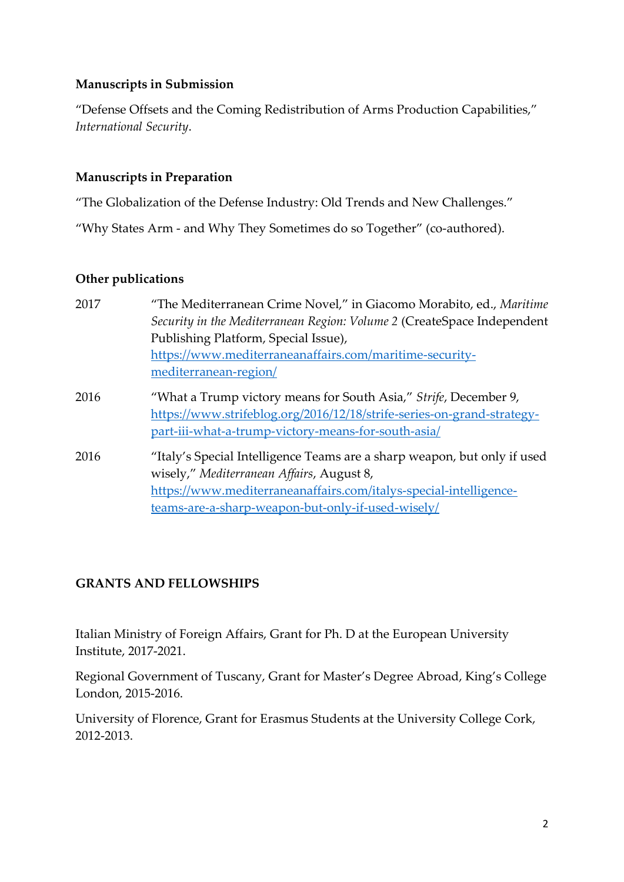**Manuscripts in Submission**

"Defense Offsets and the Coming Redistribution of Arms Production Capabilities," *International Security*.

**Manuscripts in Preparation**

"The Globalization of the Defense Industry: Old Trends and New Challenges."

"Why States Arm - and Why They Sometimes do so Together" (co-authored).

**Other publications**

2017 "The Mediterranean Crime Novel," in Giacomo Morabito, ed., *Maritime Security in the Mediterranean Region: Volume 2* (CreateSpace Independent Publishing Platform, Special Issue), [https://www.mediterraneanaffairs.com/maritime-security-mediterranean-region/](https://www.mediterraneanaffairs.com/maritime-security-mediterranean-region/)

2016 "What a Trump victory means for South Asia," *Strife*, December 9, [https://www.strifeblog.org/2016/12/18/strife-series-on-grand-strategy-part-iii-what-a-trump-victory-means-for-south-asia/](https://www.strifeblog.org/2016/12/18/strife-series-on-grand-strategy-part-iii-what-a-trump-victory-means-for-south-asia/)

2016 "Italy's Special Intelligence Teams are a sharp weapon, but only if used wisely," *Mediterranean Affairs*, August 8, [https://www.mediterraneanaffairs.com/italys-special-intelligence-teams-are-a-sharp-weapon-but-only-if-used-wisely/](https://www.mediterraneanaffairs.com/italys-special-intelligence-teams-are-a-sharp-weapon-but-only-if-used-wisely/)

## GRANTS AND FELLOWSHIPS

Italian Ministry of Foreign Affairs, Grant for Ph. D at the European University Institute, 2017-2021.

Regional Government of Tuscany, Grant for Master's Degree Abroad, King's College London, 2015-2016.

University of Florence, Grant for Erasmus Students at the University College Cork, 2012-2013.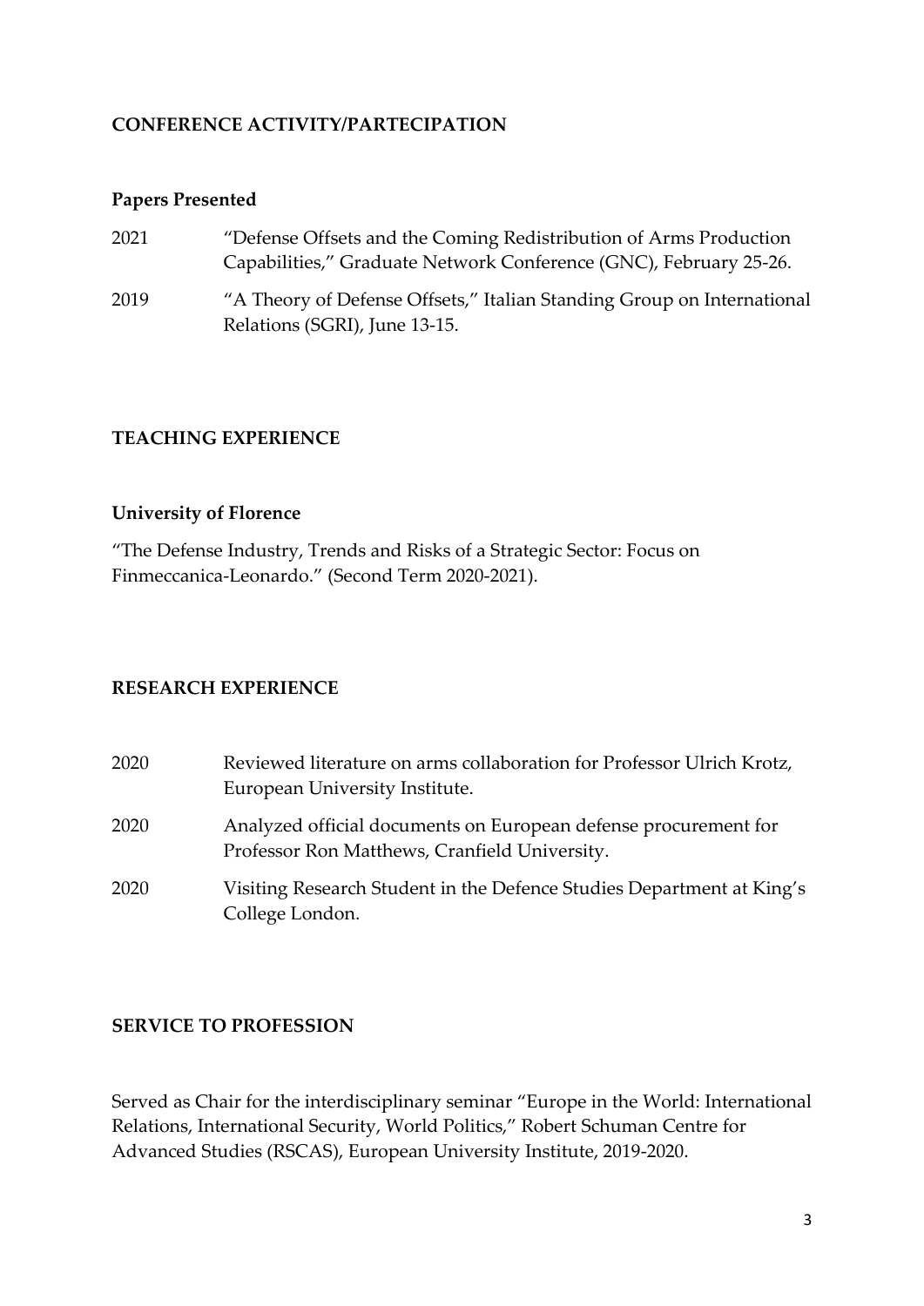## CONFERENCE ACTIVITY/PARTECIPATION

### Papers Presented

2021 "Defense Offsets and the Coming Redistribution of Arms Production Capabilities," Graduate Network Conference (GNC), February 25-26.

2019 "A Theory of Defense Offsets," Italian Standing Group on International Relations (SGRI), June 13-15.

## TEACHING EXPERIENCE

### University of Florence

"The Defense Industry, Trends and Risks of a Strategic Sector: Focus on Finmeccanica-Leonardo." (Second Term 2020-2021).

## RESEARCH EXPERIENCE

2020 Reviewed literature on arms collaboration for Professor Ulrich Krotz, European University Institute.

2020 Analyzed official documents on European defense procurement for Professor Ron Matthews, Cranfield University.

2020 Visiting Research Student in the Defence Studies Department at King's College London.

## SERVICE TO PROFESSION

Served as Chair for the interdisciplinary seminar "Europe in the World: International Relations, International Security, World Politics," Robert Schuman Centre for Advanced Studies (RSCAS), European University Institute, 2019-2020.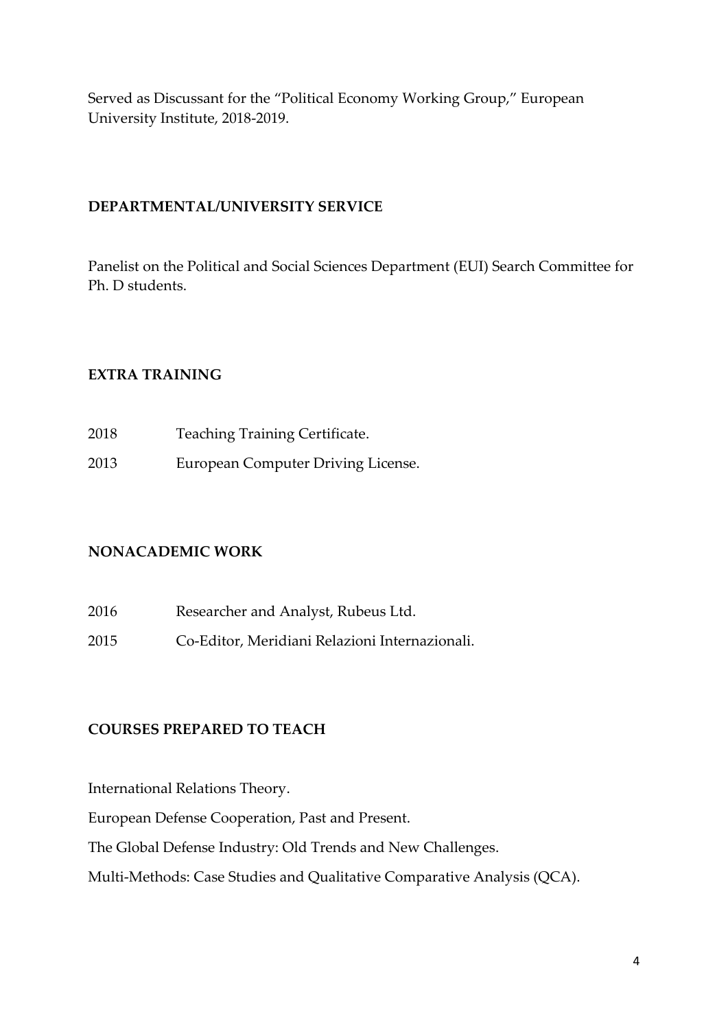Served as Discussant for the "Political Economy Working Group," European University Institute, 2018-2019.

**DEPARTMENTAL/UNIVERSITY SERVICE**

Panelist on the Political and Social Sciences Department (EUI) Search Committee for Ph. D students.

**EXTRA TRAINING**

2018 Teaching Training Certificate.

2013 European Computer Driving License.

**NONACADEMIC WORK**

2016 Researcher and Analyst, Rubeus Ltd.

2015 Co-Editor, Meridiani Relazioni Internazionali.

**COURSES PREPARED TO TEACH**

International Relations Theory.

European Defense Cooperation, Past and Present.

The Global Defense Industry: Old Trends and New Challenges.

Multi-Methods: Case Studies and Qualitative Comparative Analysis (QCA).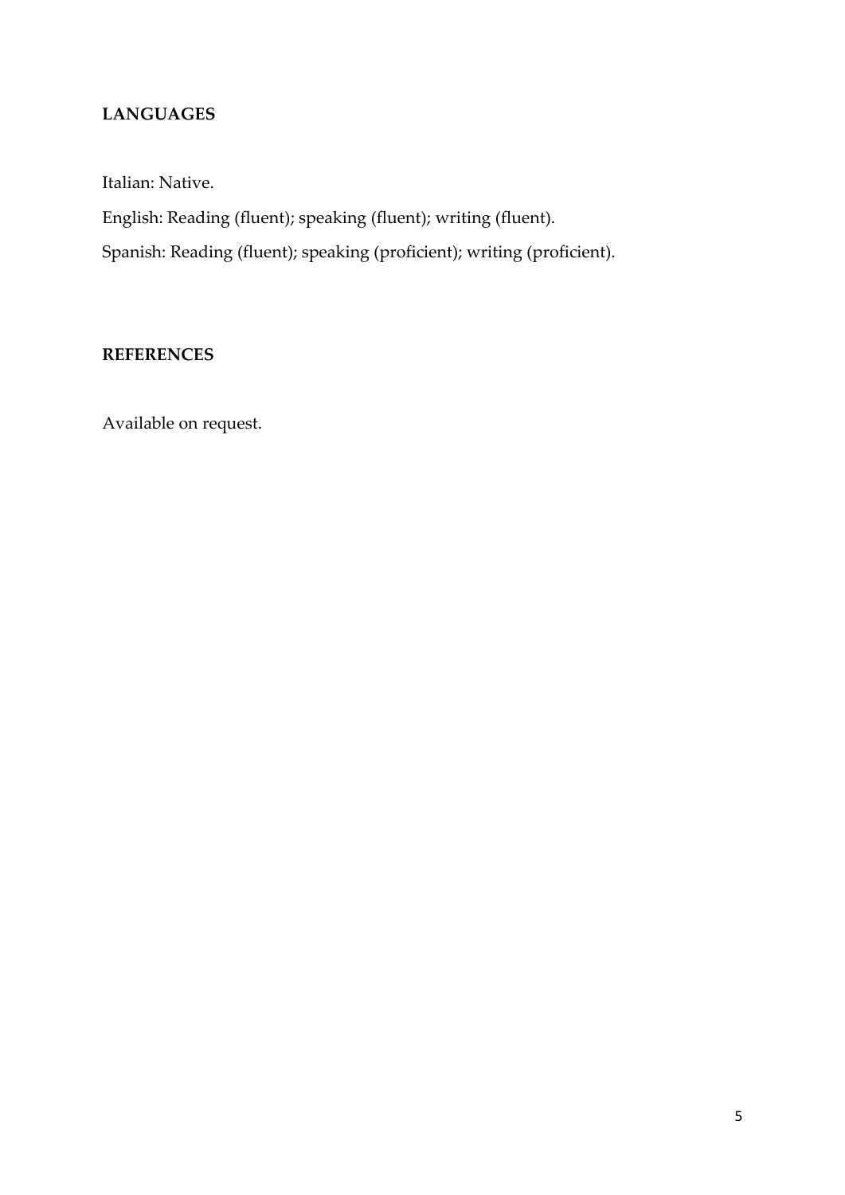**LANGUAGES**

Italian: Native.

English: Reading (fluent); speaking (fluent); writing (fluent).

Spanish: Reading (fluent); speaking (proficient); writing (proficient).

**REFERENCES**

Available on request.